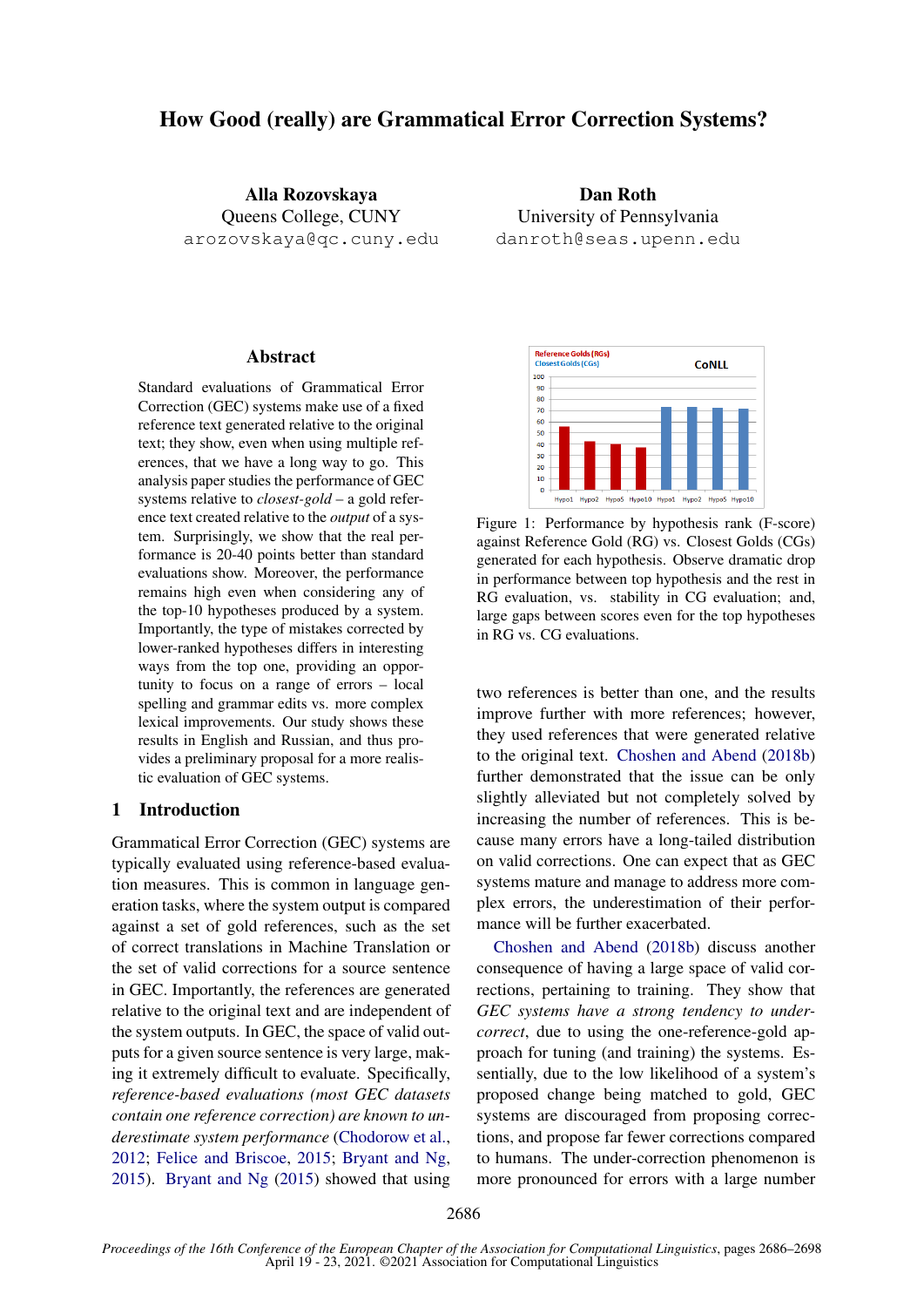# How Good (really) are Grammatical Error Correction Systems?

**Alla Rozovskaya**
Queens College, CUNY
arozovskaya@qc.cuny.edu

**Dan Roth**
University of Pennsylvania
danroth@seas.upenn.edu

## Abstract

Standard evaluations of Grammatical Error Correction (GEC) systems make use of a fixed reference text generated relative to the original text; they show, even when using multiple references, that we have a long way to go. This analysis paper studies the performance of GEC systems relative to *closest-gold* – a gold reference text created relative to the *output* of a system. Surprisingly, we show that the real performance is 20-40 points better than standard evaluations show. Moreover, the performance remains high even when considering any of the top-10 hypotheses produced by a system. Importantly, the type of mistakes corrected by lower-ranked hypotheses differs in interesting ways from the top one, providing an opportunity to focus on a range of errors – local spelling and grammar edits vs. more complex lexical improvements. Our study shows these results in English and Russian, and thus provides a preliminary proposal for a more realistic evaluation of GEC systems.

## 1 Introduction

Grammatical Error Correction (GEC) systems are typically evaluated using reference-based evaluation measures. This is common in language generation tasks, where the system output is compared against a set of gold references, such as the set of correct translations in Machine Translation or the set of valid corrections for a source sentence in GEC. Importantly, the references are generated relative to the original text and are independent of the system outputs. In GEC, the space of valid outputs for a given source sentence is very large, making it extremely difficult to evaluate. Specifically, *reference-based evaluations (most GEC datasets contain one reference correction) are known to underestimate system performance* (Chodorow et al., 2012; Felice and Briscoe, 2015; Bryant and Ng, 2015). Bryant and Ng (2015) showed that using two references is better than one, and the results improve further with more references; however, they used references that were generated relative to the original text. Choshen and Abend (2018b) further demonstrated that the issue can be only slightly alleviated but not completely solved by increasing the number of references. This is because many errors have a long-tailed distribution on valid corrections. One can expect that as GEC systems mature and manage to address more complex errors, the underestimation of their performance will be further exacerbated.

Figure 1: Performance by hypothesis rank (F-score) against Reference Gold (RG) vs. Closest Golds (CGs) generated for each hypothesis. Observe dramatic drop in performance between top hypothesis and the rest in RG evaluation, vs. stability in CG evaluation; and, large gaps between scores even for the top hypotheses in RG vs. CG evaluations.

Choshen and Abend (2018b) discuss another consequence of having a large space of valid corrections, pertaining to training. They show that *GEC systems have a strong tendency to undercorrect*, due to using the one-reference-gold approach for tuning (and training) the systems. Essentially, due to the low likelihood of a system's proposed change being matched to gold, GEC systems are discouraged from proposing corrections, and propose far fewer corrections compared to humans. The under-correction phenomenon is more pronounced for errors with a large number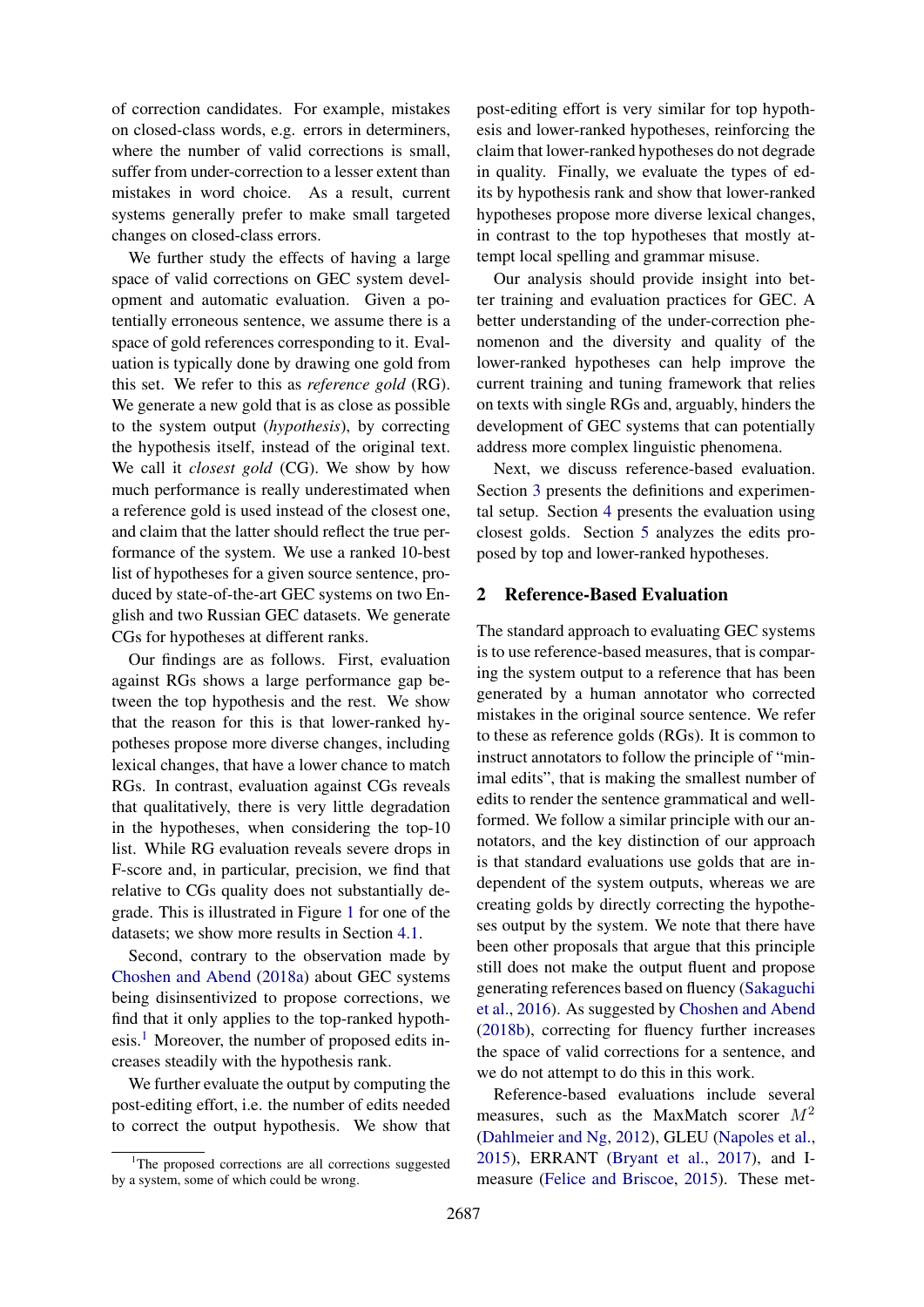of correction candidates. For example, mistakes on closed-class words, e.g. errors in determiners, where the number of valid corrections is small, suffer from under-correction to a lesser extent than mistakes in word choice. As a result, current systems generally prefer to make small targeted changes on closed-class errors.

We further study the effects of having a large space of valid corrections on GEC system development and automatic evaluation. Given a potentially erroneous sentence, we assume there is a space of gold references corresponding to it. Evaluation is typically done by drawing one gold from this set. We refer to this as *reference gold* (RG). We generate a new gold that is as close as possible to the system output (*hypothesis*), by correcting the hypothesis itself, instead of the original text. We call it *closest gold* (CG). We show by how much performance is really underestimated when a reference gold is used instead of the closest one, and claim that the latter should reflect the true performance of the system. We use a ranked 10-best list of hypotheses for a given source sentence, produced by state-of-the-art GEC systems on two English and two Russian GEC datasets. We generate CGs for hypotheses at different ranks.

Our findings are as follows. First, evaluation against RGs shows a large performance gap between the top hypothesis and the rest. We show that the reason for this is that lower-ranked hypotheses propose more diverse changes, including lexical changes, that have a lower chance to match RGs. In contrast, evaluation against CGs reveals that qualitatively, there is very little degradation in the hypotheses, when considering the top-10 list. While RG evaluation reveals severe drops in F-score and, in particular, precision, we find that relative to CGs quality does not substantially degrade. This is illustrated in Figure 1 for one of the datasets; we show more results in Section 4.1.

Second, contrary to the observation made by Choshen and Abend (2018a) about GEC systems being disinsentivized to propose corrections, we find that it only applies to the top-ranked hypothesis.[1] Moreover, the number of proposed edits increases steadily with the hypothesis rank.

We further evaluate the output by computing the post-editing effort, i.e. the number of edits needed to correct the output hypothesis. We show that post-editing effort is very similar for top hypothesis and lower-ranked hypotheses, reinforcing the claim that lower-ranked hypotheses do not degrade in quality. Finally, we evaluate the types of edits by hypothesis rank and show that lower-ranked hypotheses propose more diverse lexical changes, in contrast to the top hypotheses that mostly attempt local spelling and grammar misuse.

Our analysis should provide insight into better training and evaluation practices for GEC. A better understanding of the under-correction phenomenon and the diversity and quality of the lower-ranked hypotheses can help improve the current training and tuning framework that relies on texts with single RGs and, arguably, hinders the development of GEC systems that can potentially address more complex linguistic phenomena.

Next, we discuss reference-based evaluation. Section 3 presents the definitions and experimental setup. Section 4 presents the evaluation using closest golds. Section 5 analyzes the edits proposed by top and lower-ranked hypotheses.

## 2 Reference-Based Evaluation

The standard approach to evaluating GEC systems is to use reference-based measures, that is comparing the system output to a reference that has been generated by a human annotator who corrected mistakes in the original source sentence. We refer to these as reference golds (RGs). It is common to instruct annotators to follow the principle of "minimal edits", that is making the smallest number of edits to render the sentence grammatical and well-formed. We follow a similar principle with our annotators, and the key distinction of our approach is that standard evaluations use golds that are independent of the system outputs, whereas we are creating golds by directly correcting the hypotheses output by the system. We note that there have been other proposals that argue that this principle still does not make the output fluent and propose generating references based on fluency (Sakaguchi et al., 2016). As suggested by Choshen and Abend (2018b), correcting for fluency further increases the space of valid corrections for a sentence, and we do not attempt to do this in this work.

Reference-based evaluations include several measures, such as the MaxMatch scorer $M^2$ (Dahlmeier and Ng, 2012), GLEU (Napoles et al., 2015), ERRANT (Bryant et al., 2017), and I-measure (Felice and Briscoe, 2015). These met-

[1] The proposed corrections are all corrections suggested by a system, some of which could be wrong.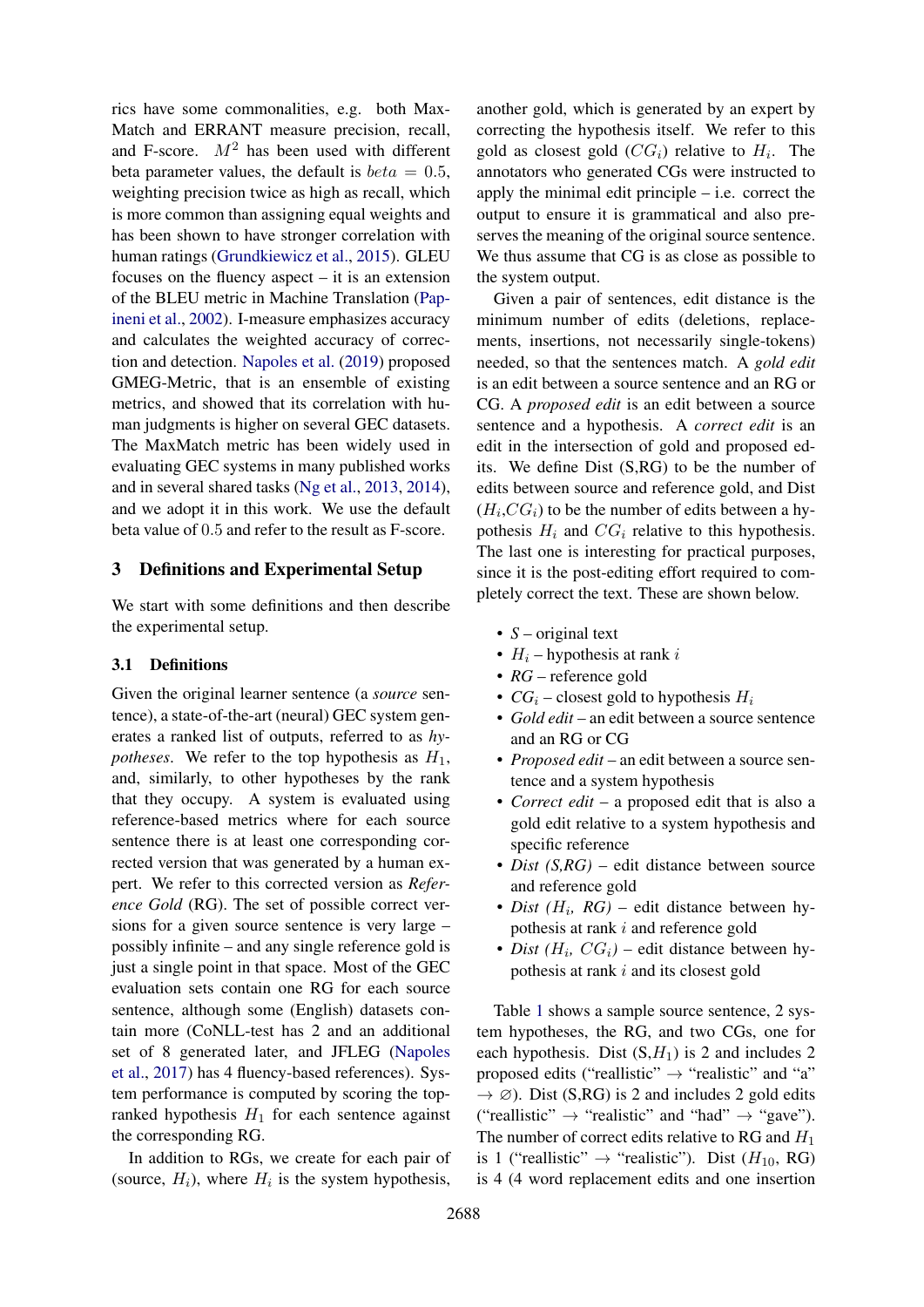rics have some commonalities, e.g. both MaxMatch and ERRANT measure precision, recall, and F-score. $M^2$ has been used with different beta parameter values, the default is $beta = 0.5$, weighting precision twice as high as recall, which is more common than assigning equal weights and has been shown to have stronger correlation with human ratings (Grundkiewicz et al., 2015). GLEU focuses on the fluency aspect – it is an extension of the BLEU metric in Machine Translation (Papineni et al., 2002). I-measure emphasizes accuracy and calculates the weighted accuracy of correction and detection. Napoles et al. (2019) proposed GMEG-Metric, that is an ensemble of existing metrics, and showed that its correlation with human judgments is higher on several GEC datasets. The MaxMatch metric has been widely used in evaluating GEC systems in many published works and in several shared tasks (Ng et al., 2013, 2014), and we adopt it in this work. We use the default beta value of 0.5 and refer to the result as F-score.

## 3 Definitions and Experimental Setup

We start with some definitions and then describe the experimental setup.

### 3.1 Definitions

Given the original learner sentence (a *source* sentence), a state-of-the-art (neural) GEC system generates a ranked list of outputs, referred to as *hypotheses*. We refer to the top hypothesis as $H_1$, and, similarly, to other hypotheses by the rank that they occupy. A system is evaluated using reference-based metrics where for each source sentence there is at least one corresponding corrected version that was generated by a human expert. We refer to this corrected version as *Reference Gold* (RG). The set of possible correct versions for a given source sentence is very large – possibly infinite – and any single reference gold is just a single point in that space. Most of the GEC evaluation sets contain one RG for each source sentence, although some (English) datasets contain more (CoNLL-test has 2 and an additional set of 8 generated later, and JFLEG (Napoles et al., 2017) has 4 fluency-based references). System performance is computed by scoring the top-ranked hypothesis $H_1$ for each sentence against the corresponding RG.

In addition to RGs, we create for each pair of (source, $H_i$), where $H_i$ is the system hypothesis, another gold, which is generated by an expert by correcting the hypothesis itself. We refer to this gold as closest gold ($CG_i$) relative to $H_i$. The annotators who generated CGs were instructed to apply the minimal edit principle – i.e. correct the output to ensure it is grammatical and also preserves the meaning of the original source sentence. We thus assume that CG is as close as possible to the system output.

Given a pair of sentences, edit distance is the minimum number of edits (deletions, replacements, insertions, not necessarily single-tokens) needed, so that the sentences match. A *gold edit* is an edit between a source sentence and an RG or CG. A *proposed edit* is an edit between a source sentence and a hypothesis. A *correct edit* is an edit in the intersection of gold and proposed edits. We define Dist (S,RG) to be the number of edits between source and reference gold, and Dist ($H_i$,$CG_i$) to be the number of edits between a hypothesis $H_i$ and $CG_i$ relative to this hypothesis. The last one is interesting for practical purposes, since it is the post-editing effort required to completely correct the text. These are shown below.

- *S* – original text
- $H_i$ – hypothesis at rank $i$
- *RG* – reference gold
- $CG_i$ – closest gold to hypothesis $H_i$
- *Gold edit* – an edit between a source sentence and an RG or CG
- *Proposed edit* – an edit between a source sentence and a system hypothesis
- *Correct edit* – a proposed edit that is also a gold edit relative to a system hypothesis and specific reference
- *Dist (S,RG)* – edit distance between source and reference gold
- *Dist ($H_i$, RG)* – edit distance between hypothesis at rank $i$ and reference gold
- *Dist ($H_i$, $CG_i$)* – edit distance between hypothesis at rank $i$ and its closest gold

Table 1 shows a sample source sentence, 2 system hypotheses, the RG, and two CGs, one for each hypothesis. Dist (S,$H_1$) is 2 and includes 2 proposed edits ("reallistic" $\rightarrow$ "realistic" and "a" $\rightarrow \varnothing$). Dist (S,RG) is 2 and includes 2 gold edits ("reallistic" $\rightarrow$ "realistic" and "had" $\rightarrow$ "gave"). The number of correct edits relative to RG and $H_1$ is 1 ("reallistic" $\rightarrow$ "realistic"). Dist ($H_{10}$, RG) is 4 (4 word replacement edits and one insertion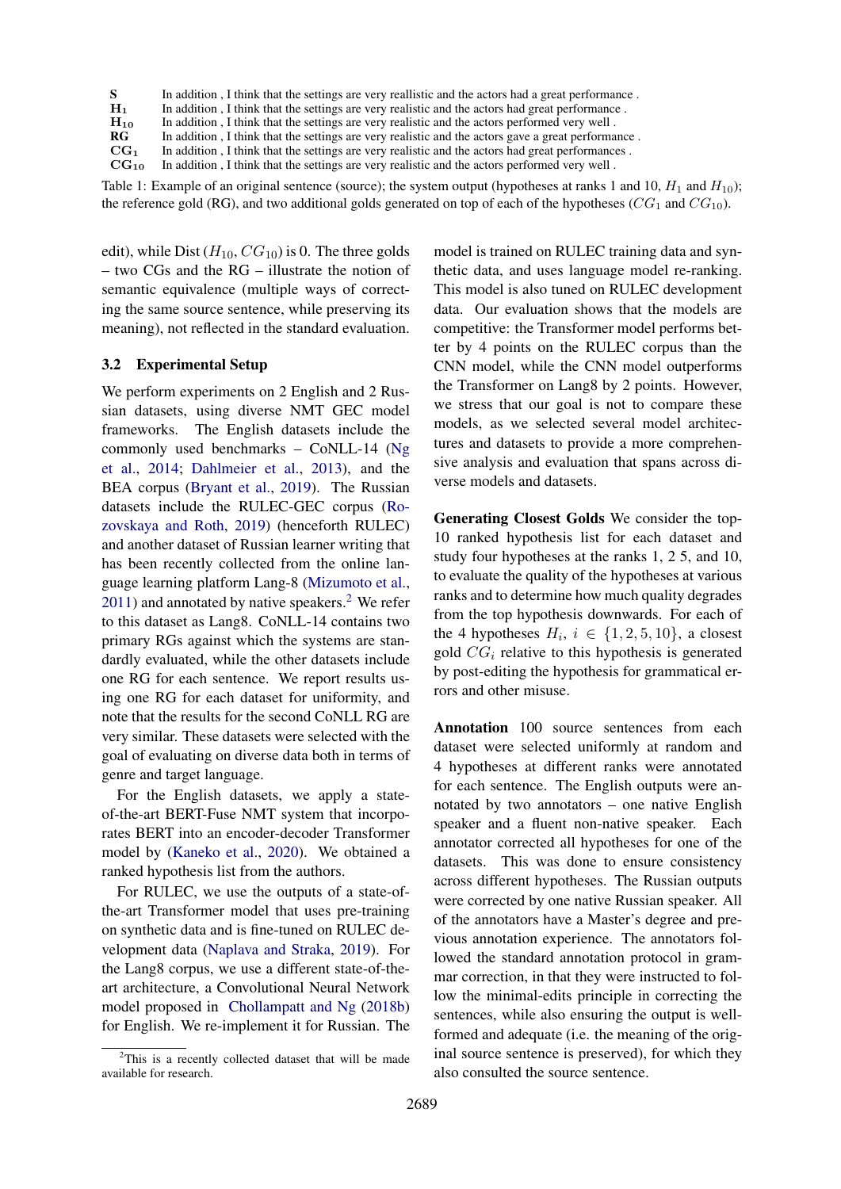| | |
|---|---|
| **S** | In addition , I think that the settings are very reallistic and the actors had a great performance . |
| $\mathbf{H_1}$ | In addition , I think that the settings are very realistic and the actors had great performance . |
| $\mathbf{H_{10}}$ | In addition , I think that the settings are very realistic and the actors performed very well . |
| **RG** | In addition , I think that the settings are very realistic and the actors gave a great performance . |
| $\mathbf{CG_1}$ | In addition , I think that the settings are very realistic and the actors had great performances . |
| $\mathbf{CG_{10}}$ | In addition , I think that the settings are very realistic and the actors performed very well . |

Table 1: Example of an original sentence (source); the system output (hypotheses at ranks 1 and 10, $H_1$ and $H_{10}$); the reference gold (RG), and two additional golds generated on top of each of the hypotheses ($CG_1$ and $CG_{10}$).

edit), while Dist ($H_{10}$, $CG_{10}$) is 0. The three golds – two CGs and the RG – illustrate the notion of semantic equivalence (multiple ways of correcting the same source sentence, while preserving its meaning), not reflected in the standard evaluation.

### 3.2 Experimental Setup

We perform experiments on 2 English and 2 Russian datasets, using diverse NMT GEC model frameworks. The English datasets include the commonly used benchmarks – CoNLL-14 (Ng et al., 2014; Dahlmeier et al., 2013), and the BEA corpus (Bryant et al., 2019). The Russian datasets include the RULEC-GEC corpus (Rozovskaya and Roth, 2019) (henceforth RULEC) and another dataset of Russian learner writing that has been recently collected from the online language learning platform Lang-8 (Mizumoto et al., 2011) and annotated by native speakers.[2] We refer to this dataset as Lang8. CoNLL-14 contains two primary RGs against which the systems are standardly evaluated, while the other datasets include one RG for each sentence. We report results using one RG for each dataset for uniformity, and note that the results for the second CoNLL RG are very similar. These datasets were selected with the goal of evaluating on diverse data both in terms of genre and target language.

For the English datasets, we apply a state-of-the-art BERT-Fuse NMT system that incorporates BERT into an encoder-decoder Transformer model by (Kaneko et al., 2020). We obtained a ranked hypothesis list from the authors.

For RULEC, we use the outputs of a state-of-the-art Transformer model that uses pre-training on synthetic data and is fine-tuned on RULEC development data (Naplava and Straka, 2019). For the Lang8 corpus, we use a different state-of-the-art architecture, a Convolutional Neural Network model proposed in Chollampatt and Ng (2018b) for English. We re-implement it for Russian. The model is trained on RULEC training data and synthetic data, and uses language model re-ranking. This model is also tuned on RULEC development data. Our evaluation shows that the models are competitive: the Transformer model performs better by 4 points on the RULEC corpus than the CNN model, while the CNN model outperforms the Transformer on Lang8 by 2 points. However, we stress that our goal is not to compare these models, as we selected several model architectures and datasets to provide a more comprehensive analysis and evaluation that spans across diverse models and datasets.

**Generating Closest Golds** We consider the top-10 ranked hypothesis list for each dataset and study four hypotheses at the ranks 1, 2 5, and 10, to evaluate the quality of the hypotheses at various ranks and to determine how much quality degrades from the top hypothesis downwards. For each of the 4 hypotheses $H_i$, $i \in \{1, 2, 5, 10\}$, a closest gold $CG_i$ relative to this hypothesis is generated by post-editing the hypothesis for grammatical errors and other misuse.

**Annotation** 100 source sentences from each dataset were selected uniformly at random and 4 hypotheses at different ranks were annotated for each sentence. The English outputs were annotated by two annotators – one native English speaker and a fluent non-native speaker. Each annotator corrected all hypotheses for one of the datasets. This was done to ensure consistency across different hypotheses. The Russian outputs were corrected by one native Russian speaker. All of the annotators have a Master's degree and previous annotation experience. The annotators followed the standard annotation protocol in grammar correction, in that they were instructed to follow the minimal-edits principle in correcting the sentences, while also ensuring the output is well-formed and adequate (i.e. the meaning of the original source sentence is preserved), for which they also consulted the source sentence.

[2] This is a recently collected dataset that will be made available for research.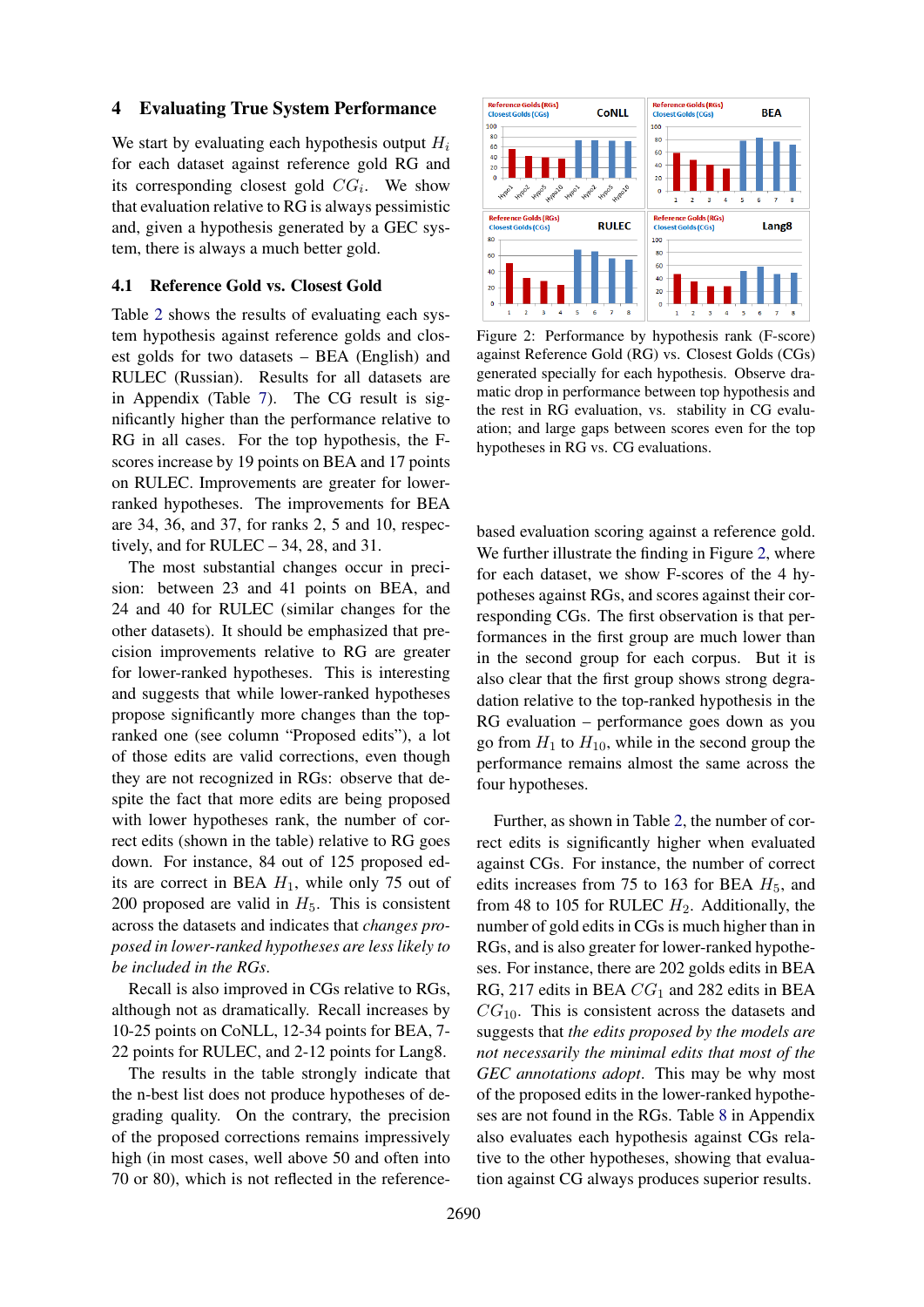## 4 Evaluating True System Performance

We start by evaluating each hypothesis output $H_i$ for each dataset against reference gold RG and its corresponding closest gold $CG_i$. We show that evaluation relative to RG is always pessimistic and, given a hypothesis generated by a GEC system, there is always a much better gold.

### 4.1 Reference Gold vs. Closest Gold

Table 2 shows the results of evaluating each system hypothesis against reference golds and closest golds for two datasets – BEA (English) and RULEC (Russian). Results for all datasets are in Appendix (Table 7). The CG result is significantly higher than the performance relative to RG in all cases. For the top hypothesis, the F-scores increase by 19 points on BEA and 17 points on RULEC. Improvements are greater for lower-ranked hypotheses. The improvements for BEA are 34, 36, and 37, for ranks 2, 5 and 10, respectively, and for RULEC – 34, 28, and 31.

The most substantial changes occur in precision: between 23 and 41 points on BEA, and 24 and 40 for RULEC (similar changes for the other datasets). It should be emphasized that precision improvements relative to RG are greater for lower-ranked hypotheses. This is interesting and suggests that while lower-ranked hypotheses propose significantly more changes than the top-ranked one (see column "Proposed edits"), a lot of those edits are valid corrections, even though they are not recognized in RGs: observe that despite the fact that more edits are being proposed with lower hypotheses rank, the number of correct edits (shown in the table) relative to RG goes down. For instance, 84 out of 125 proposed edits are correct in BEA $H_1$, while only 75 out of 200 proposed are valid in $H_5$. This is consistent across the datasets and indicates that *changes proposed in lower-ranked hypotheses are less likely to be included in the RGs*.

Recall is also improved in CGs relative to RGs, although not as dramatically. Recall increases by 10-25 points on CoNLL, 12-34 points for BEA, 7-22 points for RULEC, and 2-12 points for Lang8.

The results in the table strongly indicate that the n-best list does not produce hypotheses of degrading quality. On the contrary, the precision of the proposed corrections remains impressively high (in most cases, well above 50 and often into 70 or 80), which is not reflected in the reference-based evaluation scoring against a reference gold. We further illustrate the finding in Figure 2, where for each dataset, we show F-scores of the 4 hypotheses against RGs, and scores against their corresponding CGs. The first observation is that performances in the first group are much lower than in the second group for each corpus. But it is also clear that the first group shows strong degradation relative to the top-ranked hypothesis in the RG evaluation – performance goes down as you go from $H_1$ to $H_{10}$, while in the second group the performance remains almost the same across the four hypotheses.

Figure 2: Performance by hypothesis rank (F-score) against Reference Gold (RG) vs. Closest Golds (CGs) generated specially for each hypothesis. Observe dramatic drop in performance between top hypothesis and the rest in RG evaluation, vs. stability in CG evaluation; and large gaps between scores even for the top hypotheses in RG vs. CG evaluations.

Further, as shown in Table 2, the number of correct edits is significantly higher when evaluated against CGs. For instance, the number of correct edits increases from 75 to 163 for BEA $H_5$, and from 48 to 105 for RULEC $H_2$. Additionally, the number of gold edits in CGs is much higher than in RGs, and is also greater for lower-ranked hypotheses. For instance, there are 202 golds edits in BEA RG, 217 edits in BEA $CG_1$ and 282 edits in BEA $CG_{10}$. This is consistent across the datasets and suggests that *the edits proposed by the models are not necessarily the minimal edits that most of the GEC annotations adopt*. This may be why most of the proposed edits in the lower-ranked hypotheses are not found in the RGs. Table 8 in Appendix also evaluates each hypothesis against CGs relative to the other hypotheses, showing that evaluation against CG always produces superior results.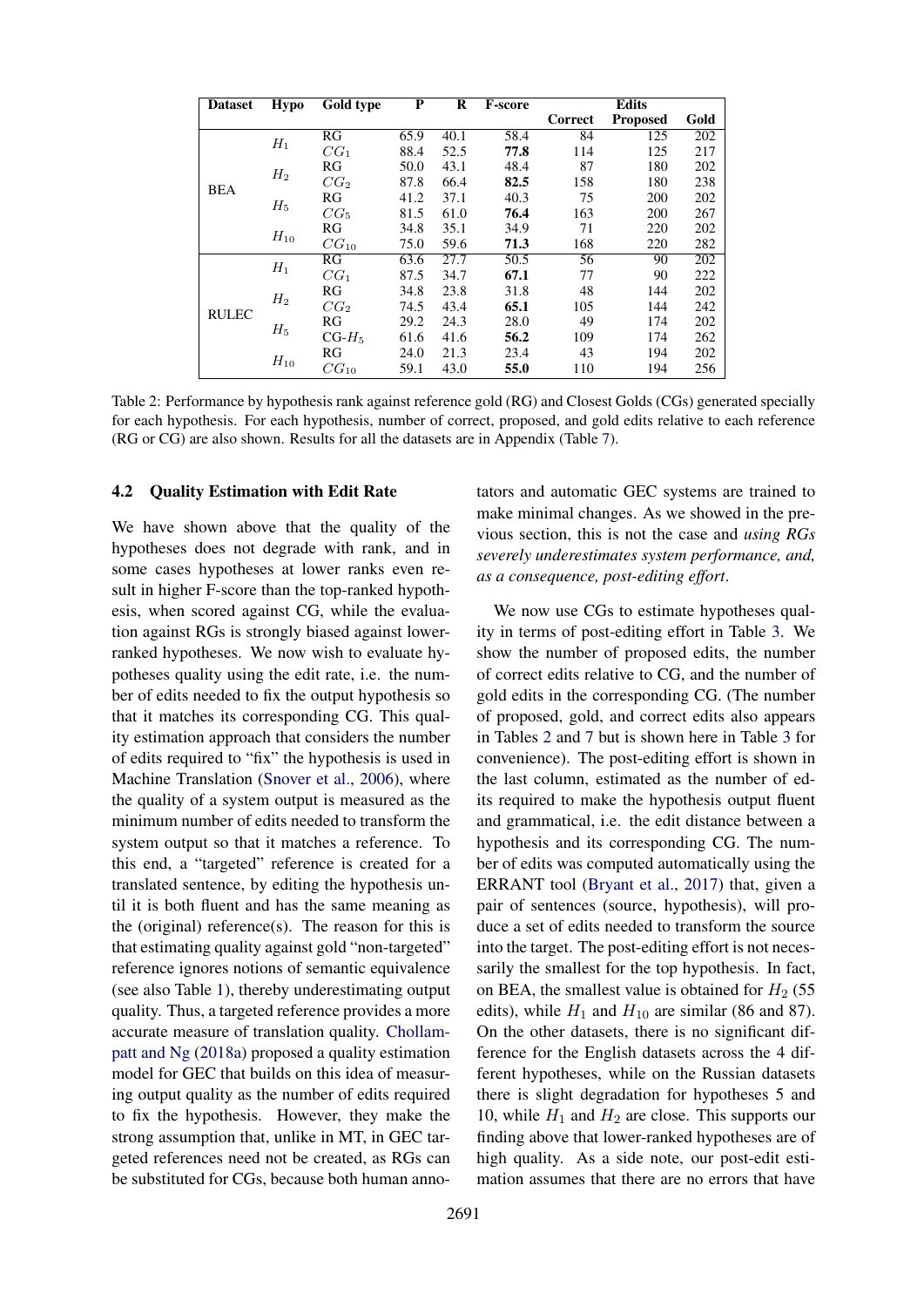| Dataset | Hypo | Gold type | P | R | F-score | Edits | | |
|---|---|---|---|---|---|---|---|---|
| | | | | | | Correct | Proposed | Gold |
| BEA | $H_1$ | RG | 65.9 | 40.1 | 58.4 | 84 | 125 | 202 |
| | | $CG_1$ | 88.4 | 52.5 | **77.8** | 114 | 125 | 217 |
| | $H_2$ | RG | 50.0 | 43.1 | 48.4 | 87 | 180 | 202 |
| | | $CG_2$ | 87.8 | 66.4 | **82.5** | 158 | 180 | 238 |
| | $H_5$ | RG | 41.2 | 37.1 | 40.3 | 75 | 200 | 202 |
| | | $CG_5$ | 81.5 | 61.0 | **76.4** | 163 | 200 | 267 |
| | $H_{10}$ | RG | 34.8 | 35.1 | 34.9 | 71 | 220 | 202 |
| | | $CG_{10}$ | 75.0 | 59.6 | **71.3** | 168 | 220 | 282 |
| RULEC | $H_1$ | RG | 63.6 | 27.7 | 50.5 | 56 | 90 | 202 |
| | | $CG_1$ | 87.5 | 34.7 | **67.1** | 77 | 90 | 222 |
| | $H_2$ | RG | 34.8 | 23.8 | 31.8 | 48 | 144 | 202 |
| | | $CG_2$ | 74.5 | 43.4 | **65.1** | 105 | 144 | 242 |
| | $H_5$ | RG | 29.2 | 24.3 | 28.0 | 49 | 174 | 202 |
| | | CG-$H_5$ | 61.6 | 41.6 | **56.2** | 109 | 174 | 262 |
| | $H_{10}$ | RG | 24.0 | 21.3 | 23.4 | 43 | 194 | 202 |
| | | $CG_{10}$ | 59.1 | 43.0 | **55.0** | 110 | 194 | 256 |

Table 2: Performance by hypothesis rank against reference gold (RG) and Closest Golds (CGs) generated specially for each hypothesis. For each hypothesis, number of correct, proposed, and gold edits relative to each reference (RG or CG) are also shown. Results for all the datasets are in Appendix (Table 7).

### 4.2 Quality Estimation with Edit Rate

We have shown above that the quality of the hypotheses does not degrade with rank, and in some cases hypotheses at lower ranks even result in higher F-score than the top-ranked hypothesis, when scored against CG, while the evaluation against RGs is strongly biased against lower-ranked hypotheses. We now wish to evaluate hypotheses quality using the edit rate, i.e. the number of edits needed to fix the output hypothesis so that it matches its corresponding CG. This quality estimation approach that considers the number of edits required to "fix" the hypothesis is used in Machine Translation (Snover et al., 2006), where the quality of a system output is measured as the minimum number of edits needed to transform the system output so that it matches a reference. To this end, a "targeted" reference is created for a translated sentence, by editing the hypothesis until it is both fluent and has the same meaning as the (original) reference(s). The reason for this is that estimating quality against gold "non-targeted" reference ignores notions of semantic equivalence (see also Table 1), thereby underestimating output quality. Thus, a targeted reference provides a more accurate measure of translation quality. Chollampatt and Ng (2018a) proposed a quality estimation model for GEC that builds on this idea of measuring output quality as the number of edits required to fix the hypothesis. However, they make the strong assumption that, unlike in MT, in GEC targeted references need not be created, as RGs can be substituted for CGs, because both human annotators and automatic GEC systems are trained to make minimal changes. As we showed in the previous section, this is not the case and *using RGs severely underestimates system performance, and, as a consequence, post-editing effort*.

We now use CGs to estimate hypotheses quality in terms of post-editing effort in Table 3. We show the number of proposed edits, the number of correct edits relative to CG, and the number of gold edits in the corresponding CG. (The number of proposed, gold, and correct edits also appears in Tables 2 and 7 but is shown here in Table 3 for convenience). The post-editing effort is shown in the last column, estimated as the number of edits required to make the hypothesis output fluent and grammatical, i.e. the edit distance between a hypothesis and its corresponding CG. The number of edits was computed automatically using the ERRANT tool (Bryant et al., 2017) that, given a pair of sentences (source, hypothesis), will produce a set of edits needed to transform the source into the target. The post-editing effort is not necessarily the smallest for the top hypothesis. In fact, on BEA, the smallest value is obtained for $H_2$ (55 edits), while $H_1$ and $H_{10}$ are similar (86 and 87). On the other datasets, there is no significant difference for the English datasets across the 4 different hypotheses, while on the Russian datasets there is slight degradation for hypotheses 5 and 10, while $H_1$ and $H_2$ are close. This supports our finding above that lower-ranked hypotheses are of high quality. As a side note, our post-edit estimation assumes that there are no errors that have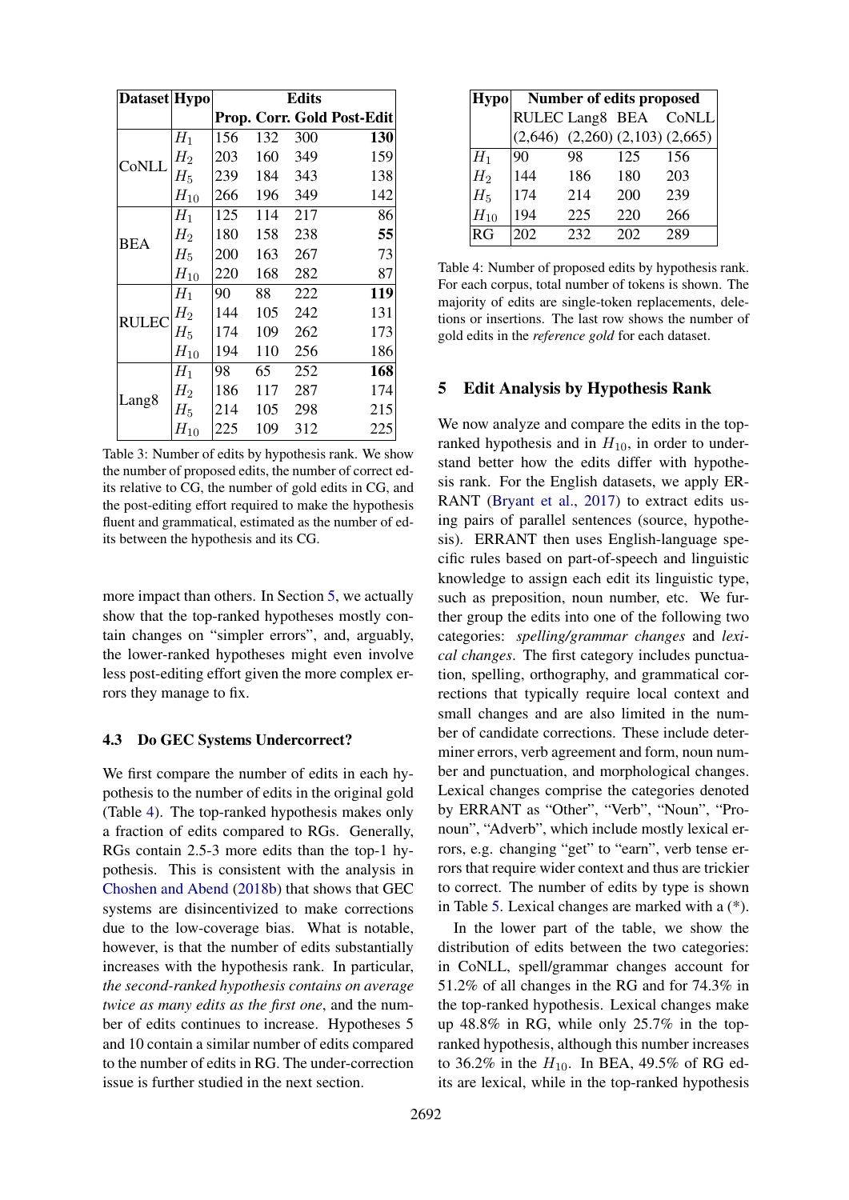| Dataset | Hypo | Edits | | | |
|---|---|---|---|---|---|
| | | Prop. | Corr. | Gold | Post-Edit |
| CoNLL | $H_1$ | 156 | 132 | 300 | **130** |
| | $H_2$ | 203 | 160 | 349 | 159 |
| | $H_5$ | 239 | 184 | 343 | 138 |
| | $H_{10}$ | 266 | 196 | 349 | 142 |
| BEA | $H_1$ | 125 | 114 | 217 | 86 |
| | $H_2$ | 180 | 158 | 238 | **55** |
| | $H_5$ | 200 | 163 | 267 | 73 |
| | $H_{10}$ | 220 | 168 | 282 | 87 |
| RULEC | $H_1$ | 90 | 88 | 222 | **119** |
| | $H_2$ | 144 | 105 | 242 | 131 |
| | $H_5$ | 174 | 109 | 262 | 173 |
| | $H_{10}$ | 194 | 110 | 256 | 186 |
| Lang8 | $H_1$ | 98 | 65 | 252 | **168** |
| | $H_2$ | 186 | 117 | 287 | 174 |
| | $H_5$ | 214 | 105 | 298 | 215 |
| | $H_{10}$ | 225 | 109 | 312 | 225 |

Table 3: Number of edits by hypothesis rank. We show the number of proposed edits, the number of correct edits relative to CG, the number of gold edits in CG, and the post-editing effort required to make the hypothesis fluent and grammatical, estimated as the number of edits between the hypothesis and its CG.

more impact than others. In Section 5, we actually show that the top-ranked hypotheses mostly contain changes on "simpler errors", and, arguably, the lower-ranked hypotheses might even involve less post-editing effort given the more complex errors they manage to fix.

### 4.3 Do GEC Systems Undercorrect?

We first compare the number of edits in each hypothesis to the number of edits in the original gold (Table 4). The top-ranked hypothesis makes only a fraction of edits compared to RGs. Generally, RGs contain 2.5-3 more edits than the top-1 hypothesis. This is consistent with the analysis in Choshen and Abend (2018b) that shows that GEC systems are disincentivized to make corrections due to the low-coverage bias. What is notable, however, is that the number of edits substantially increases with the hypothesis rank. In particular, *the second-ranked hypothesis contains on average twice as many edits as the first one*, and the number of edits continues to increase. Hypotheses 5 and 10 contain a similar number of edits compared to the number of edits in RG. The under-correction issue is further studied in the next section.

| Hypo | Number of edits proposed | | | |
|---|---|---|---|---|
| | RULEC | Lang8 | BEA | CoNLL |
| | (2,646) | (2,260) | (2,103) | (2,665) |
| $H_1$ | 90 | 98 | 125 | 156 |
| $H_2$ | 144 | 186 | 180 | 203 |
| $H_5$ | 174 | 214 | 200 | 239 |
| $H_{10}$ | 194 | 225 | 220 | 266 |
| RG | 202 | 232 | 202 | 289 |

Table 4: Number of proposed edits by hypothesis rank. For each corpus, total number of tokens is shown. The majority of edits are single-token replacements, deletions or insertions. The last row shows the number of gold edits in the *reference gold* for each dataset.

## 5 Edit Analysis by Hypothesis Rank

We now analyze and compare the edits in the top-ranked hypothesis and in $H_{10}$, in order to understand better how the edits differ with hypothesis rank. For the English datasets, we apply ERRANT (Bryant et al., 2017) to extract edits using pairs of parallel sentences (source, hypothesis). ERRANT then uses English-language specific rules based on part-of-speech and linguistic knowledge to assign each edit its linguistic type, such as preposition, noun number, etc. We further group the edits into one of the following two categories: *spelling/grammar changes* and *lexical changes*. The first category includes punctuation, spelling, orthography, and grammatical corrections that typically require local context and small changes and are also limited in the number of candidate corrections. These include determiner errors, verb agreement and form, noun number and punctuation, and morphological changes. Lexical changes comprise the categories denoted by ERRANT as "Other", "Verb", "Noun", "Pronoun", "Adverb", which include mostly lexical errors, e.g. changing "get" to "earn", verb tense errors that require wider context and thus are trickier to correct. The number of edits by type is shown in Table 5. Lexical changes are marked with a (*).

In the lower part of the table, we show the distribution of edits between the two categories: in CoNLL, spell/grammar changes account for 51.2% of all changes in the RG and for 74.3% in the top-ranked hypothesis. Lexical changes make up 48.8% in RG, while only 25.7% in the top-ranked hypothesis, although this number increases to 36.2% in the $H_{10}$. In BEA, 49.5% of RG edits are lexical, while in the top-ranked hypothesis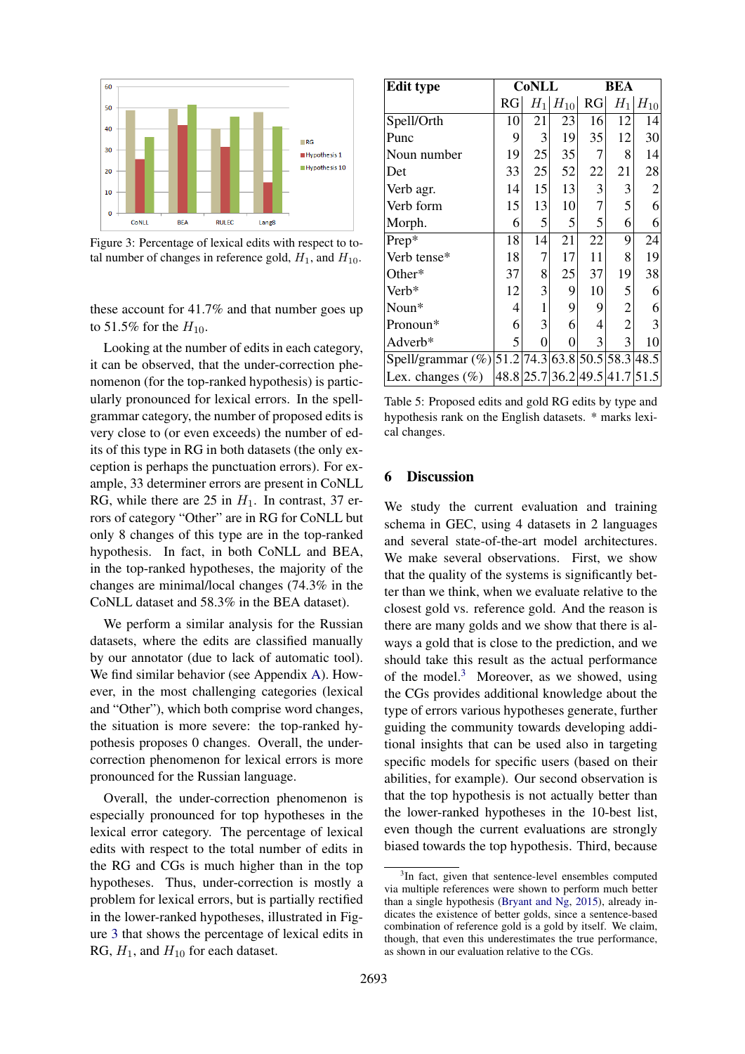Figure 3: Percentage of lexical edits with respect to total number of changes in reference gold, $H_1$, and $H_{10}$.

these account for 41.7% and that number goes up to 51.5% for the $H_{10}$.

Looking at the number of edits in each category, it can be observed, that the under-correction phenomenon (for the top-ranked hypothesis) is particularly pronounced for lexical errors. In the spell-grammar category, the number of proposed edits is very close to (or even exceeds) the number of edits of this type in RG in both datasets (the only exception is perhaps the punctuation errors). For example, 33 determiner errors are present in CoNLL RG, while there are 25 in $H_1$. In contrast, 37 errors of category "Other" are in RG for CoNLL but only 8 changes of this type are in the top-ranked hypothesis. In fact, in both CoNLL and BEA, in the top-ranked hypotheses, the majority of the changes are minimal/local changes (74.3% in the CoNLL dataset and 58.3% in the BEA dataset).

We perform a similar analysis for the Russian datasets, where the edits are classified manually by our annotator (due to lack of automatic tool). We find similar behavior (see Appendix A). However, in the most challenging categories (lexical and "Other"), which both comprise word changes, the situation is more severe: the top-ranked hypothesis proposes 0 changes. Overall, the under-correction phenomenon for lexical errors is more pronounced for the Russian language.

Overall, the under-correction phenomenon is especially pronounced for top hypotheses in the lexical error category. The percentage of lexical edits with respect to the total number of edits in the RG and CGs is much higher than in the top hypotheses. Thus, under-correction is mostly a problem for lexical errors, but is partially rectified in the lower-ranked hypotheses, illustrated in Figure 3 that shows the percentage of lexical edits in RG, $H_1$, and $H_{10}$ for each dataset.

| Edit type | CoNLL | | | BEA | | |
|---|---|---|---|---|---|---|
| | RG | $H_1$ | $H_{10}$ | RG | $H_1$ | $H_{10}$ |
| Spell/Orth | 10 | 21 | 23 | 16 | 12 | 14 |
| Punc | 9 | 3 | 19 | 35 | 12 | 30 |
| Noun number | 19 | 25 | 35 | 7 | 8 | 14 |
| Det | 33 | 25 | 52 | 22 | 21 | 28 |
| Verb agr. | 14 | 15 | 13 | 3 | 3 | 2 |
| Verb form | 15 | 13 | 10 | 7 | 5 | 6 |
| Morph. | 6 | 5 | 5 | 5 | 6 | 6 |
| Prep* | 18 | 14 | 21 | 22 | 9 | 24 |
| Verb tense* | 18 | 7 | 17 | 11 | 8 | 19 |
| Other* | 37 | 8 | 25 | 37 | 19 | 38 |
| Verb* | 12 | 3 | 9 | 10 | 5 | 6 |
| Noun* | 4 | 1 | 9 | 9 | 2 | 6 |
| Pronoun* | 6 | 3 | 6 | 4 | 2 | 3 |
| Adverb* | 5 | 0 | 0 | 3 | 3 | 10 |
| Spell/grammar (%) | 51.2 | 74.3 | 63.8 | 50.5 | 58.3 | 48.5 |
| Lex. changes (%) | 48.8 | 25.7 | 36.2 | 49.5 | 41.7 | 51.5 |

Table 5: Proposed edits and gold RG edits by type and hypothesis rank on the English datasets. * marks lexical changes.

## 6 Discussion

We study the current evaluation and training schema in GEC, using 4 datasets in 2 languages and several state-of-the-art model architectures. We make several observations. First, we show that the quality of the systems is significantly better than we think, when we evaluate relative to the closest gold vs. reference gold. And the reason is there are many golds and we show that there is always a gold that is close to the prediction, and we should take this result as the actual performance of the model.[3] Moreover, as we showed, using the CGs provides additional knowledge about the type of errors various hypotheses generate, further guiding the community towards developing additional insights that can be used also in targeting specific models for specific users (based on their abilities, for example). Our second observation is that the top hypothesis is not actually better than the lower-ranked hypotheses in the 10-best list, even though the current evaluations are strongly biased towards the top hypothesis. Third, because

[3]In fact, given that sentence-level ensembles computed via multiple references were shown to perform much better than a single hypothesis (Bryant and Ng, 2015), already indicates the existence of better golds, since a sentence-based combination of reference gold is a gold by itself. We claim, though, that even this underestimates the true performance, as shown in our evaluation relative to the CGs.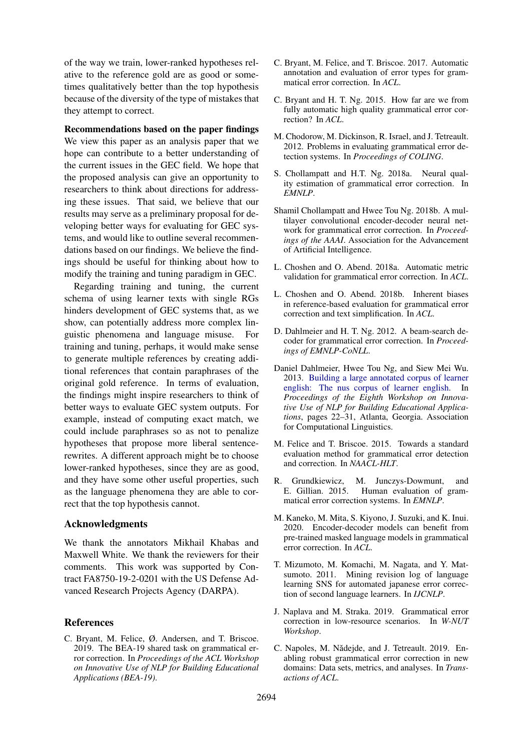of the way we train, lower-ranked hypotheses relative to the reference gold are as good or sometimes qualitatively better than the top hypothesis because of the diversity of the type of mistakes that they attempt to correct.

**Recommendations based on the paper findings** We view this paper as an analysis paper that we hope can contribute to a better understanding of the current issues in the GEC field. We hope that the proposed analysis can give an opportunity to researchers to think about directions for addressing these issues. That said, we believe that our results may serve as a preliminary proposal for developing better ways for evaluating for GEC systems, and would like to outline several recommendations based on our findings. We believe the findings should be useful for thinking about how to modify the training and tuning paradigm in GEC.

Regarding training and tuning, the current schema of using learner texts with single RGs hinders development of GEC systems that, as we show, can potentially address more complex linguistic phenomena and language misuse. For training and tuning, perhaps, it would make sense to generate multiple references by creating additional references that contain paraphrases of the original gold reference. In terms of evaluation, the findings might inspire researchers to think of better ways to evaluate GEC system outputs. For example, instead of computing exact match, we could include paraphrases so as not to penalize hypotheses that propose more liberal sentence-rewrites. A different approach might be to choose lower-ranked hypotheses, since they are as good, and they have some other useful properties, such as the language phenomena they are able to correct that the top hypothesis cannot.

## Acknowledgments

We thank the annotators Mikhail Khabas and Maxwell White. We thank the reviewers for their comments. This work was supported by Contract FA8750-19-2-0201 with the US Defense Advanced Research Projects Agency (DARPA).

## References

C. Bryant, M. Felice, Ø. Andersen, and T. Briscoe. 2019. The BEA-19 shared task on grammatical error correction. In *Proceedings of the ACL Workshop on Innovative Use of NLP for Building Educational Applications (BEA-19)*.

C. Bryant, M. Felice, and T. Briscoe. 2017. Automatic annotation and evaluation of error types for grammatical error correction. In *ACL*.

C. Bryant and H. T. Ng. 2015. How far are we from fully automatic high quality grammatical error correction? In *ACL*.

M. Chodorow, M. Dickinson, R. Israel, and J. Tetreault. 2012. Problems in evaluating grammatical error detection systems. In *Proceedings of COLING*.

S. Chollampatt and H.T. Ng. 2018a. Neural quality estimation of grammatical error correction. In *EMNLP*.

Shamil Chollampatt and Hwee Tou Ng. 2018b. A multilayer convolutional encoder-decoder neural network for grammatical error correction. In *Proceedings of the AAAI*. Association for the Advancement of Artificial Intelligence.

L. Choshen and O. Abend. 2018a. Automatic metric validation for grammatical error correction. In *ACL*.

L. Choshen and O. Abend. 2018b. Inherent biases in reference-based evaluation for grammatical error correction and text simplification. In *ACL*.

D. Dahlmeier and H. T. Ng. 2012. A beam-search decoder for grammatical error correction. In *Proceedings of EMNLP-CoNLL*.

Daniel Dahlmeier, Hwee Tou Ng, and Siew Mei Wu. 2013. Building a large annotated corpus of learner english: The nus corpus of learner english. In *Proceedings of the Eighth Workshop on Innovative Use of NLP for Building Educational Applications*, pages 22–31, Atlanta, Georgia. Association for Computational Linguistics.

M. Felice and T. Briscoe. 2015. Towards a standard evaluation method for grammatical error detection and correction. In *NAACL-HLT*.

R. Grundkiewicz, M. Junczys-Dowmunt, and E. Gillian. 2015. Human evaluation of grammatical error correction systems. In *EMNLP*.

M. Kaneko, M. Mita, S. Kiyono, J. Suzuki, and K. Inui. 2020. Encoder-decoder models can benefit from pre-trained masked language models in grammatical error correction. In *ACL*.

T. Mizumoto, M. Komachi, M. Nagata, and Y. Matsumoto. 2011. Mining revision log of language learning SNS for automated japanese error correction of second language learners. In *IJCNLP*.

J. Naplava and M. Straka. 2019. Grammatical error correction in low-resource scenarios. In *W-NUT Workshop*.

C. Napoles, M. Nădejde, and J. Tetreault. 2019. Enabling robust grammatical error correction in new domains: Data sets, metrics, and analyses. In *Transactions of ACL*.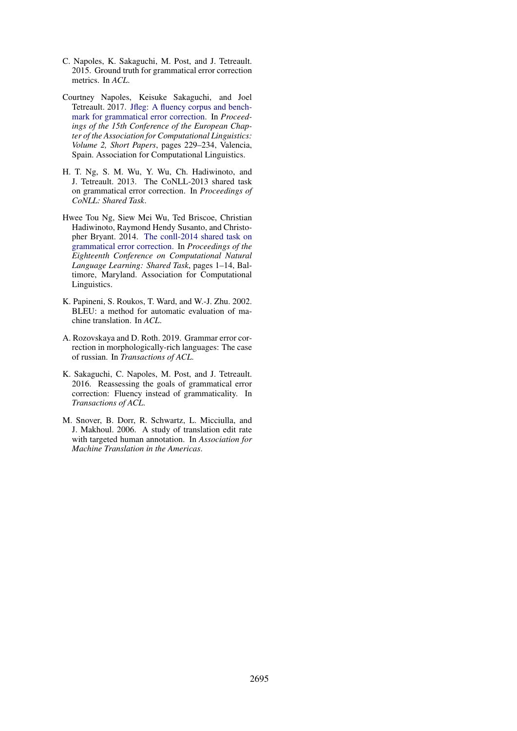C. Napoles, K. Sakaguchi, M. Post, and J. Tetreault. 2015. Ground truth for grammatical error correction metrics. In *ACL*.

Courtney Napoles, Keisuke Sakaguchi, and Joel Tetreault. 2017. Jfleg: A fluency corpus and benchmark for grammatical error correction. In *Proceedings of the 15th Conference of the European Chapter of the Association for Computational Linguistics: Volume 2, Short Papers*, pages 229–234, Valencia, Spain. Association for Computational Linguistics.

H. T. Ng, S. M. Wu, Y. Wu, Ch. Hadiwinoto, and J. Tetreault. 2013. The CoNLL-2013 shared task on grammatical error correction. In *Proceedings of CoNLL: Shared Task*.

Hwee Tou Ng, Siew Mei Wu, Ted Briscoe, Christian Hadiwinoto, Raymond Hendy Susanto, and Christopher Bryant. 2014. The conll-2014 shared task on grammatical error correction. In *Proceedings of the Eighteenth Conference on Computational Natural Language Learning: Shared Task*, pages 1–14, Baltimore, Maryland. Association for Computational Linguistics.

K. Papineni, S. Roukos, T. Ward, and W.-J. Zhu. 2002. BLEU: a method for automatic evaluation of machine translation. In *ACL*.

A. Rozovskaya and D. Roth. 2019. Grammar error correction in morphologically-rich languages: The case of russian. In *Transactions of ACL*.

K. Sakaguchi, C. Napoles, M. Post, and J. Tetreault. 2016. Reassessing the goals of grammatical error correction: Fluency instead of grammaticality. In *Transactions of ACL*.

M. Snover, B. Dorr, R. Schwartz, L. Micciulla, and J. Makhoul. 2006. A study of translation edit rate with targeted human annotation. In *Association for Machine Translation in the Americas*.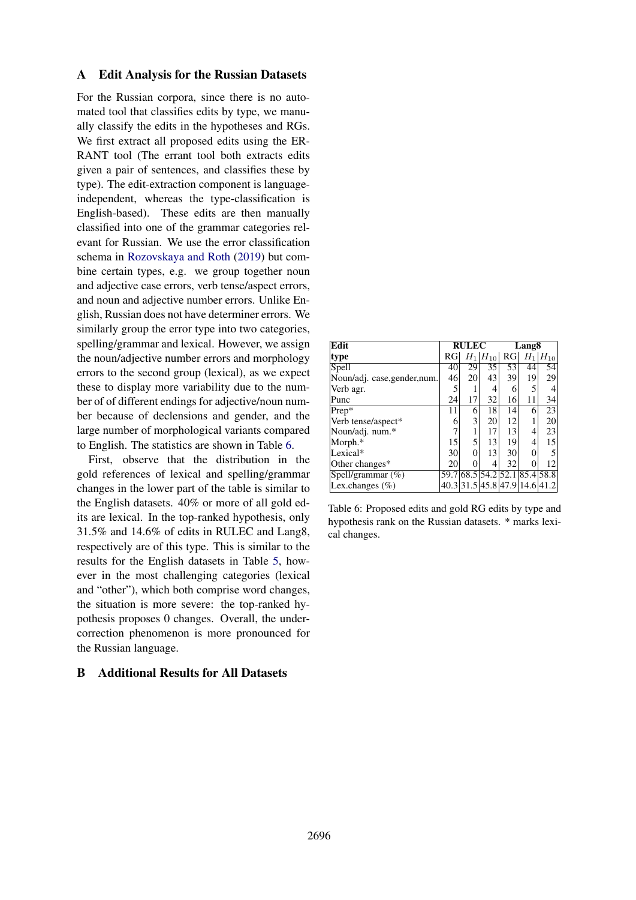## A Edit Analysis for the Russian Datasets

For the Russian corpora, since there is no automated tool that classifies edits by type, we manually classify the edits in the hypotheses and RGs. We first extract all proposed edits using the ERRANT tool (The errant tool both extracts edits given a pair of sentences, and classifies these by type). The edit-extraction component is language-independent, whereas the type-classification is English-based). These edits are then manually classified into one of the grammar categories relevant for Russian. We use the error classification schema in Rozovskaya and Roth (2019) but combine certain types, e.g. we group together noun and adjective case errors, verb tense/aspect errors, and noun and adjective number errors. Unlike English, Russian does not have determiner errors. We similarly group the error type into two categories, spelling/grammar and lexical. However, we assign the noun/adjective number errors and morphology errors to the second group (lexical), as we expect these to display more variability due to the number of of different endings for adjective/noun number because of declensions and gender, and the large number of morphological variants compared to English. The statistics are shown in Table 6.

First, observe that the distribution in the gold references of lexical and spelling/grammar changes in the lower part of the table is similar to the English datasets. 40% or more of all gold edits are lexical. In the top-ranked hypothesis, only 31.5% and 14.6% of edits in RULEC and Lang8, respectively are of this type. This is similar to the results for the English datasets in Table 5, however in the most challenging categories (lexical and "other"), which both comprise word changes, the situation is more severe: the top-ranked hypothesis proposes 0 changes. Overall, the under-correction phenomenon is more pronounced for the Russian language.

| **Edit** | **RULEC** | | | **Lang8** | | |
|---|---|---|---|---|---|---|
| **type** | RG | $H_1$ | $H_{10}$ | RG | $H_1$ | $H_{10}$ |
| Spell | 40 | 29 | 35 | 53 | 44 | 54 |
| Noun/adj. case,gender,num. | 46 | 20 | 43 | 39 | 19 | 29 |
| Verb agr. | 5 | 1 | 4 | 6 | 5 | 4 |
| Punc | 24 | 17 | 32 | 16 | 11 | 34 |
| Prep* | 11 | 6 | 18 | 14 | 6 | 23 |
| Verb tense/aspect* | 6 | 3 | 20 | 12 | 1 | 20 |
| Noun/adj. num.* | 7 | 1 | 17 | 13 | 4 | 23 |
| Morph.* | 15 | 5 | 13 | 19 | 4 | 15 |
| Lexical* | 30 | 0 | 13 | 30 | 0 | 5 |
| Other changes* | 20 | 0 | 4 | 32 | 0 | 12 |
| Spell/grammar (%) | 59.7 | 68.5 | 54.2 | 52.1 | 85.4 | 58.8 |
| Lex.changes (%) | 40.3 | 31.5 | 45.8 | 47.9 | 14.6 | 41.2 |

Table 6: Proposed edits and gold RG edits by type and hypothesis rank on the Russian datasets. * marks lexical changes.

## B Additional Results for All Datasets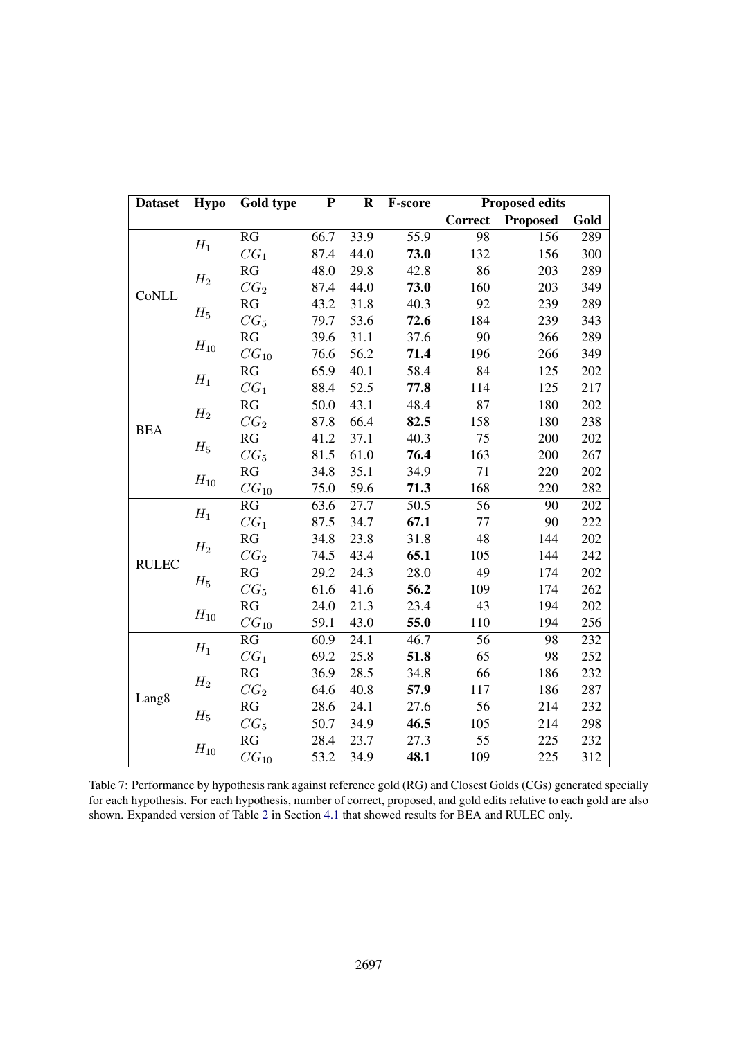| Dataset | Hypo | Gold type | P | R | F-score | Proposed edits | | |
|---|---|---|---|---|---|---|---|---|
| | | | | | | Correct | Proposed | Gold |
| CoNLL | $H_1$ | RG | 66.7 | 33.9 | 55.9 | 98 | 156 | 289 |
| | | $CG_1$ | 87.4 | 44.0 | **73.0** | 132 | 156 | 300 |
| | $H_2$ | RG | 48.0 | 29.8 | 42.8 | 86 | 203 | 289 |
| | | $CG_2$ | 87.4 | 44.0 | **73.0** | 160 | 203 | 349 |
| | $H_5$ | RG | 43.2 | 31.8 | 40.3 | 92 | 239 | 289 |
| | | $CG_5$ | 79.7 | 53.6 | **72.6** | 184 | 239 | 343 |
| | $H_{10}$ | RG | 39.6 | 31.1 | 37.6 | 90 | 266 | 289 |
| | | $CG_{10}$ | 76.6 | 56.2 | **71.4** | 196 | 266 | 349 |
| BEA | $H_1$ | RG | 65.9 | 40.1 | 58.4 | 84 | 125 | 202 |
| | | $CG_1$ | 88.4 | 52.5 | **77.8** | 114 | 125 | 217 |
| | $H_2$ | RG | 50.0 | 43.1 | 48.4 | 87 | 180 | 202 |
| | | $CG_2$ | 87.8 | 66.4 | **82.5** | 158 | 180 | 238 |
| | $H_5$ | RG | 41.2 | 37.1 | 40.3 | 75 | 200 | 202 |
| | | $CG_5$ | 81.5 | 61.0 | **76.4** | 163 | 200 | 267 |
| | $H_{10}$ | RG | 34.8 | 35.1 | 34.9 | 71 | 220 | 202 |
| | | $CG_{10}$ | 75.0 | 59.6 | **71.3** | 168 | 220 | 282 |
| RULEC | $H_1$ | RG | 63.6 | 27.7 | 50.5 | 56 | 90 | 202 |
| | | $CG_1$ | 87.5 | 34.7 | **67.1** | 77 | 90 | 222 |
| | $H_2$ | RG | 34.8 | 23.8 | 31.8 | 48 | 144 | 202 |
| | | $CG_2$ | 74.5 | 43.4 | **65.1** | 105 | 144 | 242 |
| | $H_5$ | RG | 29.2 | 24.3 | 28.0 | 49 | 174 | 202 |
| | | $CG_5$ | 61.6 | 41.6 | **56.2** | 109 | 174 | 262 |
| | $H_{10}$ | RG | 24.0 | 21.3 | 23.4 | 43 | 194 | 202 |
| | | $CG_{10}$ | 59.1 | 43.0 | **55.0** | 110 | 194 | 256 |
| Lang8 | $H_1$ | RG | 60.9 | 24.1 | 46.7 | 56 | 98 | 232 |
| | | $CG_1$ | 69.2 | 25.8 | **51.8** | 65 | 98 | 252 |
| | $H_2$ | RG | 36.9 | 28.5 | 34.8 | 66 | 186 | 232 |
| | | $CG_2$ | 64.6 | 40.8 | **57.9** | 117 | 186 | 287 |
| | $H_5$ | RG | 28.6 | 24.1 | 27.6 | 56 | 214 | 232 |
| | | $CG_5$ | 50.7 | 34.9 | **46.5** | 105 | 214 | 298 |
| | $H_{10}$ | RG | 28.4 | 23.7 | 27.3 | 55 | 225 | 232 |
| | | $CG_{10}$ | 53.2 | 34.9 | **48.1** | 109 | 225 | 312 |

Table 7: Performance by hypothesis rank against reference gold (RG) and Closest Golds (CGs) generated specially for each hypothesis. For each hypothesis, number of correct, proposed, and gold edits relative to each gold are also shown. Expanded version of Table 2 in Section 4.1 that showed results for BEA and RULEC only.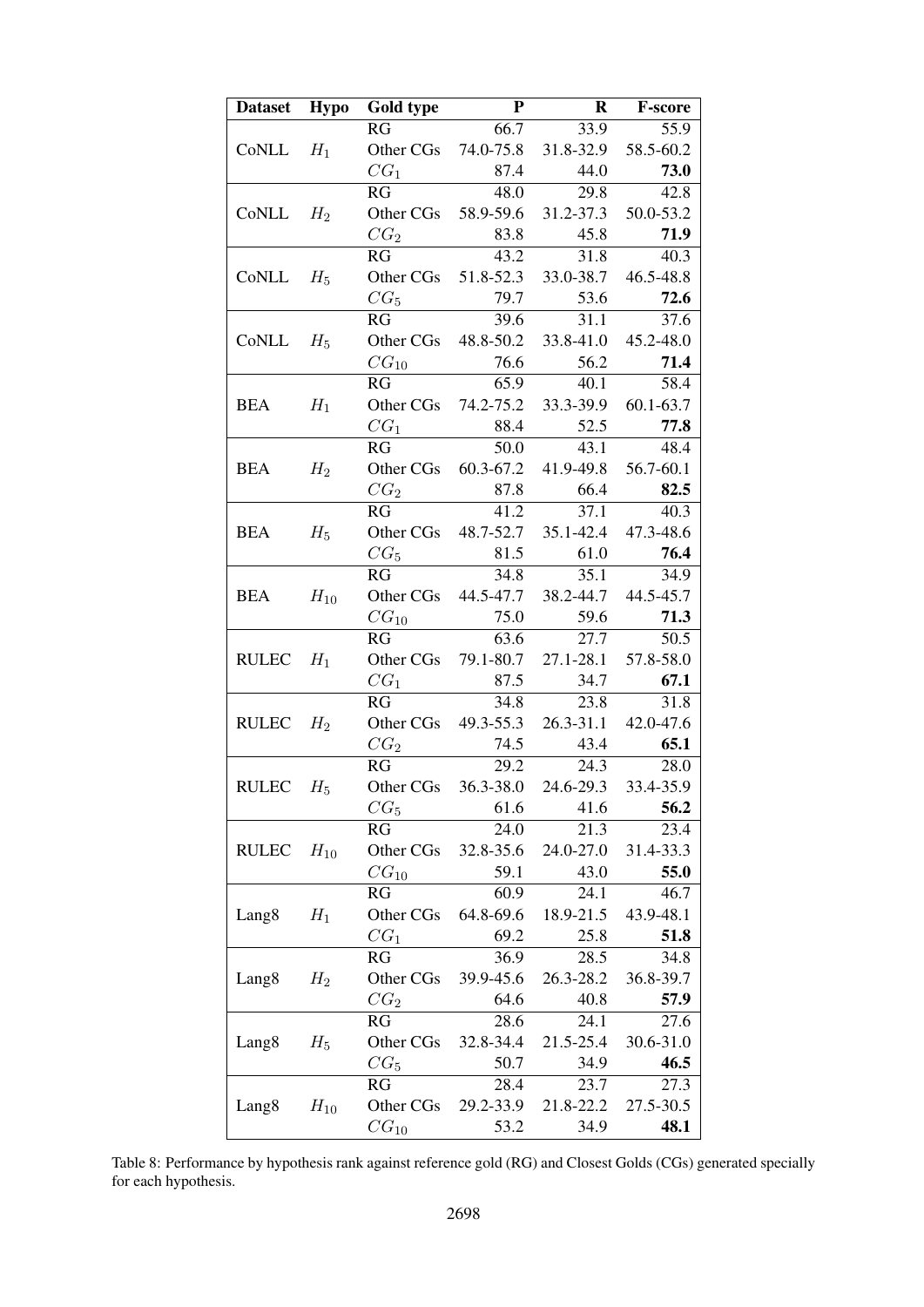| Dataset | Hypo | Gold type | P | R | F-score |
|---|---|---|---|---|---|
| | | RG | 66.7 | 33.9 | 55.9 |
| CoNLL | $H_1$ | Other CGs | 74.0-75.8 | 31.8-32.9 | 58.5-60.2 |
| | | $CG_1$ | 87.4 | 44.0 | **73.0** |
| | | RG | 48.0 | 29.8 | 42.8 |
| CoNLL | $H_2$ | Other CGs | 58.9-59.6 | 31.2-37.3 | 50.0-53.2 |
| | | $CG_2$ | 83.8 | 45.8 | **71.9** |
| | | RG | 43.2 | 31.8 | 40.3 |
| CoNLL | $H_5$ | Other CGs | 51.8-52.3 | 33.0-38.7 | 46.5-48.8 |
| | | $CG_5$ | 79.7 | 53.6 | **72.6** |
| | | RG | 39.6 | 31.1 | 37.6 |
| CoNLL | $H_5$ | Other CGs | 48.8-50.2 | 33.8-41.0 | 45.2-48.0 |
| | | $CG_{10}$ | 76.6 | 56.2 | **71.4** |
| | | RG | 65.9 | 40.1 | 58.4 |
| BEA | $H_1$ | Other CGs | 74.2-75.2 | 33.3-39.9 | 60.1-63.7 |
| | | $CG_1$ | 88.4 | 52.5 | **77.8** |
| | | RG | 50.0 | 43.1 | 48.4 |
| BEA | $H_2$ | Other CGs | 60.3-67.2 | 41.9-49.8 | 56.7-60.1 |
| | | $CG_2$ | 87.8 | 66.4 | **82.5** |
| | | RG | 41.2 | 37.1 | 40.3 |
| BEA | $H_5$ | Other CGs | 48.7-52.7 | 35.1-42.4 | 47.3-48.6 |
| | | $CG_5$ | 81.5 | 61.0 | **76.4** |
| | | RG | 34.8 | 35.1 | 34.9 |
| BEA | $H_{10}$ | Other CGs | 44.5-47.7 | 38.2-44.7 | 44.5-45.7 |
| | | $CG_{10}$ | 75.0 | 59.6 | **71.3** |
| | | RG | 63.6 | 27.7 | 50.5 |
| RULEC | $H_1$ | Other CGs | 79.1-80.7 | 27.1-28.1 | 57.8-58.0 |
| | | $CG_1$ | 87.5 | 34.7 | **67.1** |
| | | RG | 34.8 | 23.8 | 31.8 |
| RULEC | $H_2$ | Other CGs | 49.3-55.3 | 26.3-31.1 | 42.0-47.6 |
| | | $CG_2$ | 74.5 | 43.4 | **65.1** |
| | | RG | 29.2 | 24.3 | 28.0 |
| RULEC | $H_5$ | Other CGs | 36.3-38.0 | 24.6-29.3 | 33.4-35.9 |
| | | $CG_5$ | 61.6 | 41.6 | **56.2** |
| | | RG | 24.0 | 21.3 | 23.4 |
| RULEC | $H_{10}$ | Other CGs | 32.8-35.6 | 24.0-27.0 | 31.4-33.3 |
| | | $CG_{10}$ | 59.1 | 43.0 | **55.0** |
| | | RG | 60.9 | 24.1 | 46.7 |
| Lang8 | $H_1$ | Other CGs | 64.8-69.6 | 18.9-21.5 | 43.9-48.1 |
| | | $CG_1$ | 69.2 | 25.8 | **51.8** |
| | | RG | 36.9 | 28.5 | 34.8 |
| Lang8 | $H_2$ | Other CGs | 39.9-45.6 | 26.3-28.2 | 36.8-39.7 |
| | | $CG_2$ | 64.6 | 40.8 | **57.9** |
| | | RG | 28.6 | 24.1 | 27.6 |
| Lang8 | $H_5$ | Other CGs | 32.8-34.4 | 21.5-25.4 | 30.6-31.0 |
| | | $CG_5$ | 50.7 | 34.9 | **46.5** |
| | | RG | 28.4 | 23.7 | 27.3 |
| Lang8 | $H_{10}$ | Other CGs | 29.2-33.9 | 21.8-22.2 | 27.5-30.5 |
| | | $CG_{10}$ | 53.2 | 34.9 | **48.1** |

Table 8: Performance by hypothesis rank against reference gold (RG) and Closest Golds (CGs) generated specially for each hypothesis.